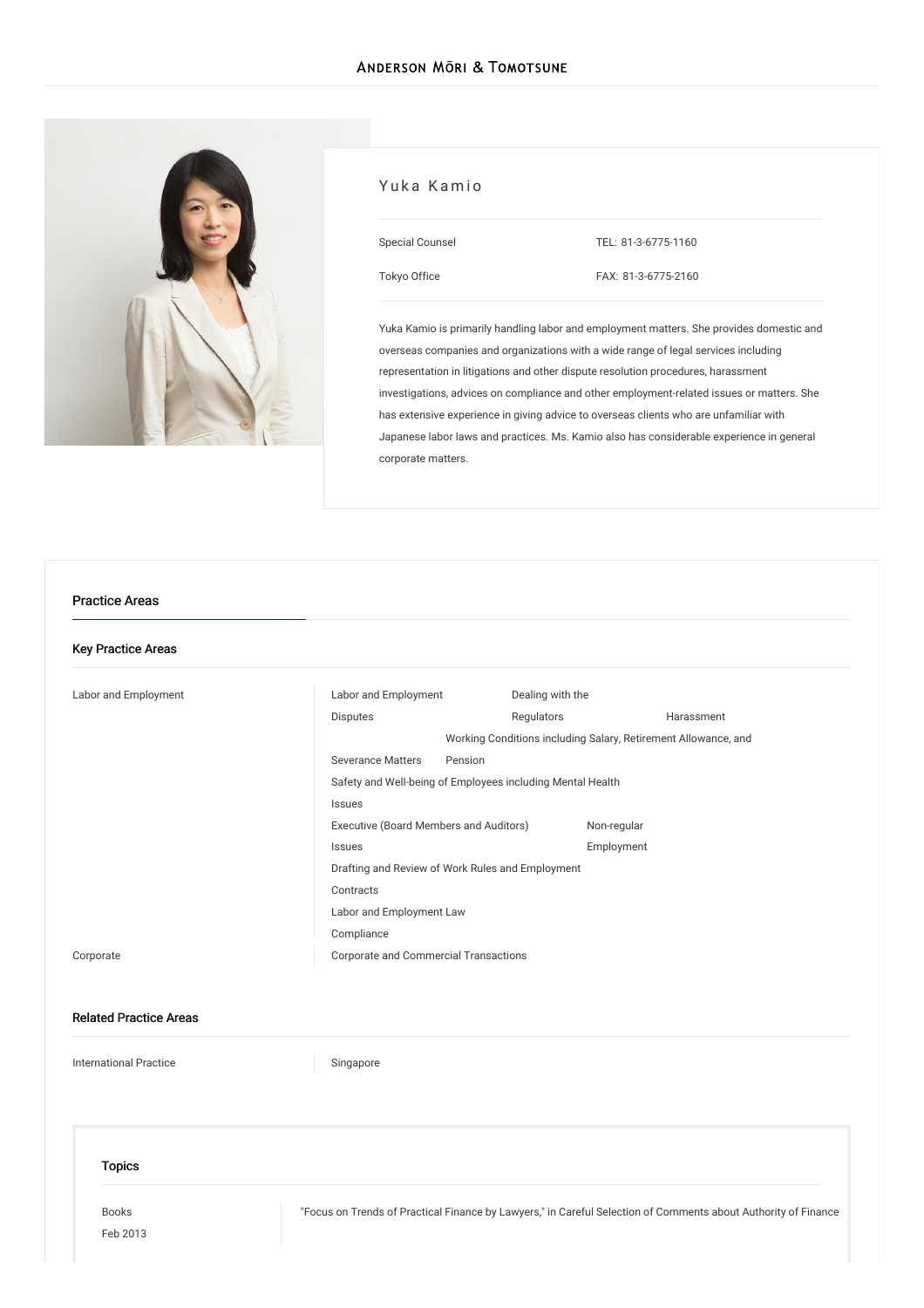# Yuka Kamio

| | |
|---|---|
| Special Counsel | TEL: 81-3-6775-1160 |
| Tokyo Office | FAX: 81-3-6775-2160 |

Yuka Kamio is primarily handling labor and employment matters. She provides domestic and overseas companies and organizations with a wide range of legal services including representation in litigations and other dispute resolution procedures, harassment investigations, advices on compliance and other employment-related issues or matters. She has extensive experience in giving advice to overseas clients who are unfamiliar with Japanese labor laws and practices. Ms. Kamio also has considerable experience in general corporate matters.

## Practice Areas

### Key Practice Areas

| | |
|---|---|
| Labor and Employment | Labor and Employment Disputes<br>Dealing with the Regulators<br>Harassment<br>Working Conditions including Salary, Retirement Allowance, and Severance Matters<br>Pension<br>Safety and Well-being of Employees including Mental Health Issues<br>Executive (Board Members and Auditors) Issues<br>Non-regular Employment<br>Drafting and Review of Work Rules and Employment Contracts<br>Labor and Employment Law Compliance |
| Corporate | Corporate and Commercial Transactions |

### Related Practice Areas

| | |
|---|---|
| International Practice | Singapore |

## Topics

| | |
|---|---|
| Books<br>Feb 2013 | "Focus on Trends of Practical Finance by Lawyers," in Careful Selection of Comments about Authority of Finance |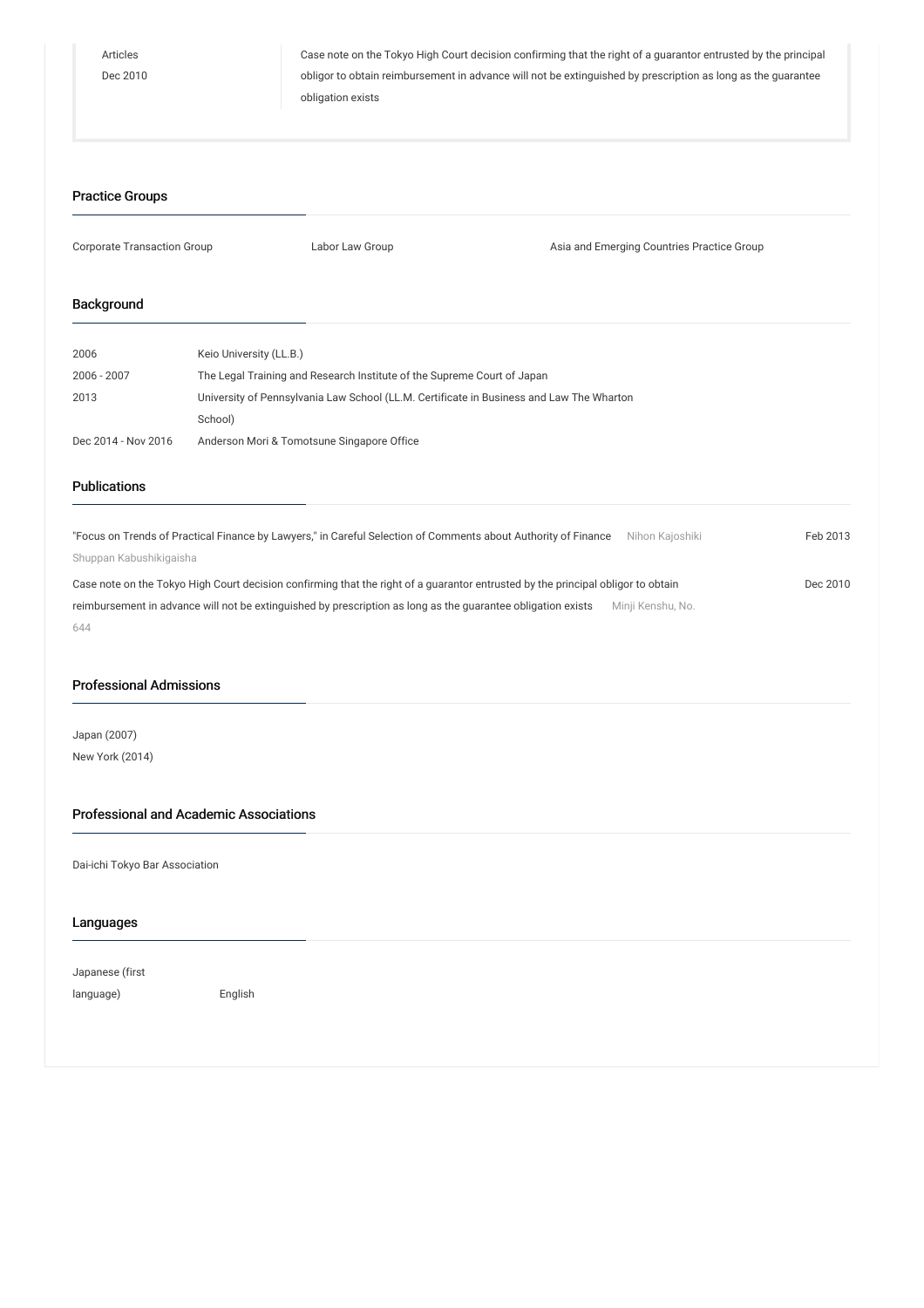| | |
|---|---|
| Articles<br>Dec 2010 | Case note on the Tokyo High Court decision confirming that the right of a guarantor entrusted by the principal obligor to obtain reimbursement in advance will not be extinguished by prescription as long as the guarantee obligation exists |

## Practice Groups

Corporate Transaction Group

Labor Law Group

Asia and Emerging Countries Practice Group

## Background

| | |
|---|---|
| 2006 | Keio University (LL.B.) |
| 2006 - 2007 | The Legal Training and Research Institute of the Supreme Court of Japan |
| 2013 | University of Pennsylvania Law School (LL.M. Certificate in Business and Law The Wharton School) |
| Dec 2014 - Nov 2016 | Anderson Mori & Tomotsune Singapore Office |

## Publications

"Focus on Trends of Practical Finance by Lawyers," in Careful Selection of Comments about Authority of Finance — Nihon Kajoshiki Shuppan Kabushikigaisha — Feb 2013

Case note on the Tokyo High Court decision confirming that the right of a guarantor entrusted by the principal obligor to obtain reimbursement in advance will not be extinguished by prescription as long as the guarantee obligation exists — Minji Kenshu, No. 644 — Dec 2010

## Professional Admissions

Japan (2007)

New York (2014)

## Professional and Academic Associations

Dai-ichi Tokyo Bar Association

## Languages

Japanese (first language)

English